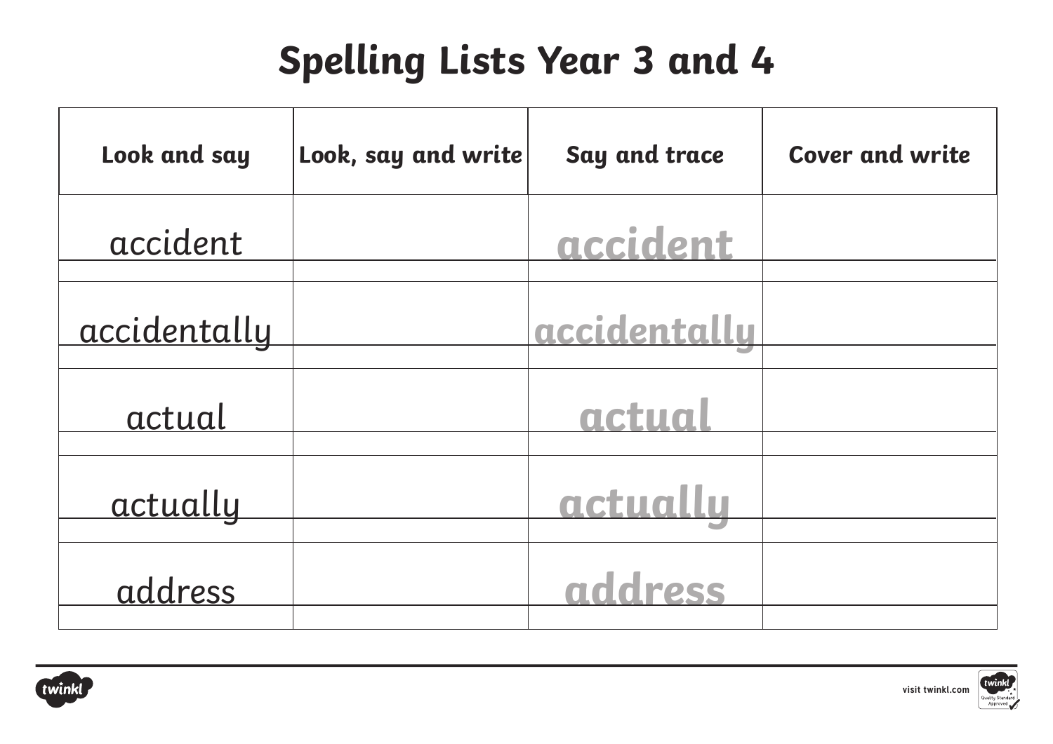# Spelling Lists Year 3 and 4

| Look and say | Look, say and write | Say and trace | Cover and write |
| --- | --- | --- | --- |
| accident | | accident | |
| accidentally | | accidentally | |
| actual | | actual | |
| actually | | actually | |
| address | | address | |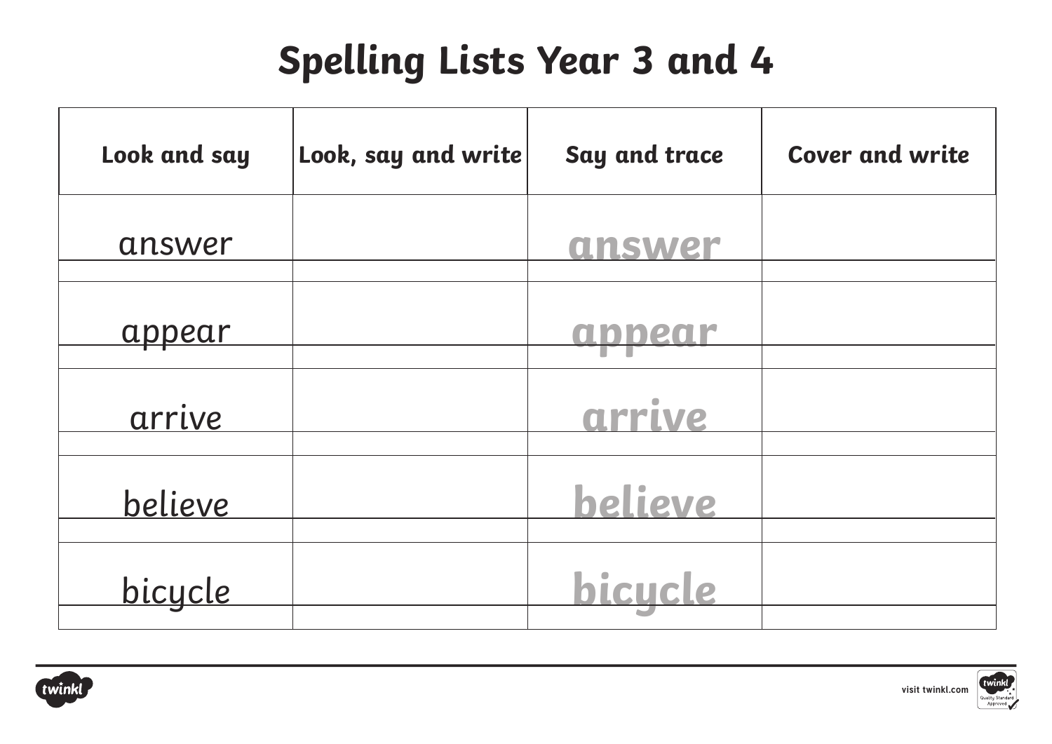# Spelling Lists Year 3 and 4

| Look and say | Look, say and write | Say and trace | Cover and write |
|---|---|---|---|
| answer | | answer | |
| appear | | appear | |
| arrive | | arrive | |
| believe | | believe | |
| bicycle | | bicycle | |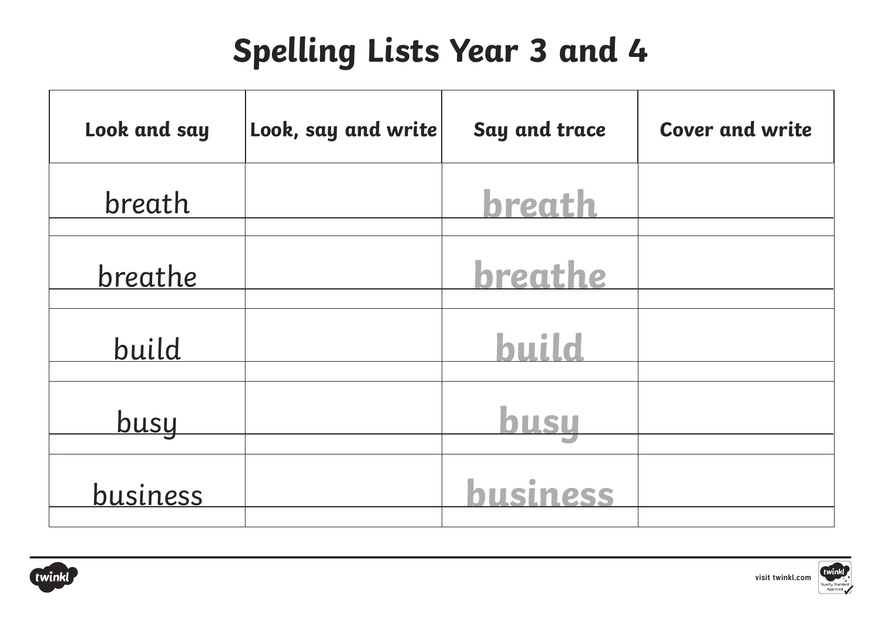# Spelling Lists Year 3 and 4

| Look and say | Look, say and write | Say and trace | Cover and write |
|---|---|---|---|
| breath | | breath | |
| breathe | | breathe | |
| build | | build | |
| busy | | busy | |
| business | | business | |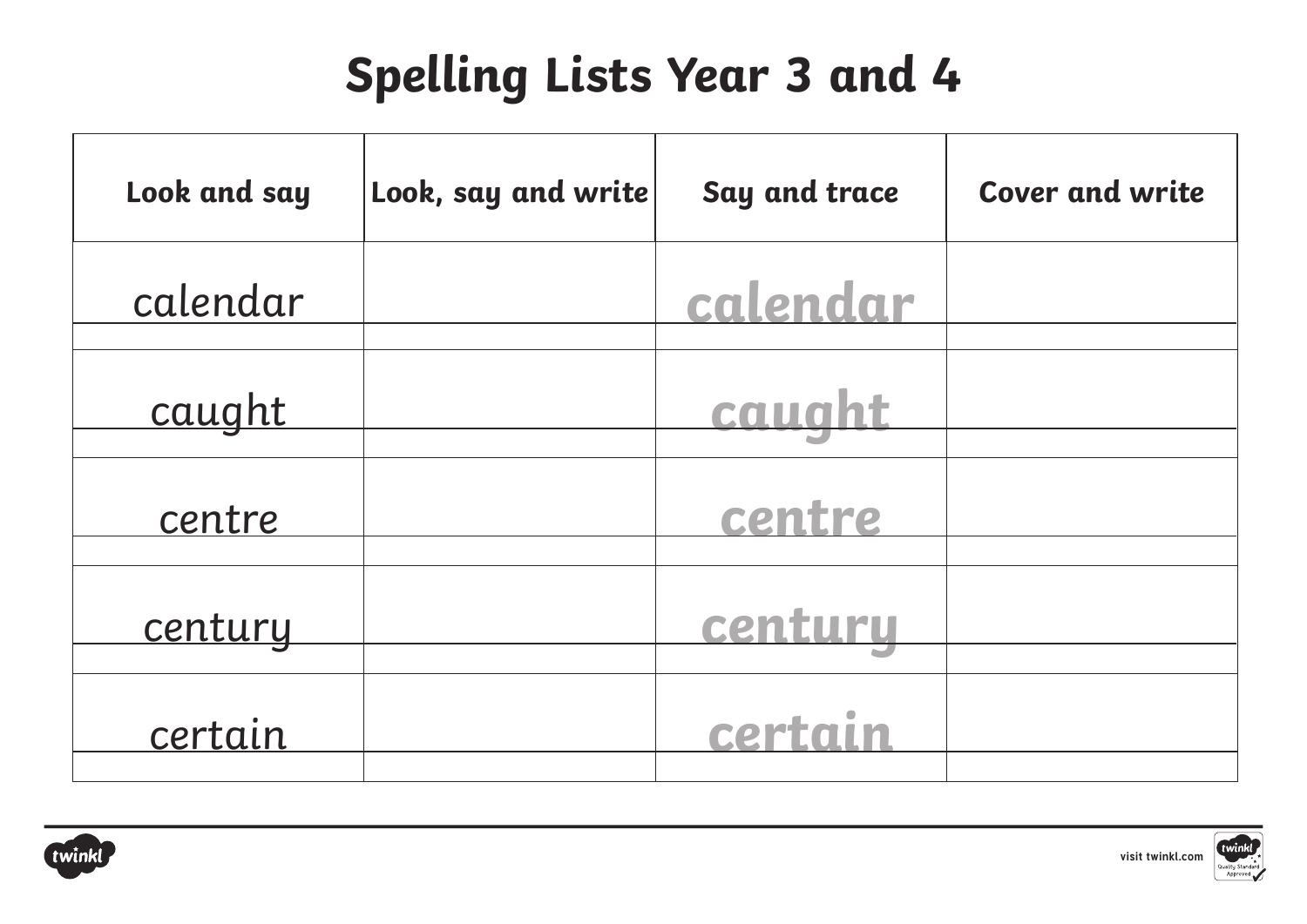# Spelling Lists Year 3 and 4

| Look and say | Look, say and write | Say and trace | Cover and write |
|---|---|---|---|
| calendar | | calendar | |
| caught | | caught | |
| centre | | centre | |
| century | | century | |
| certain | | certain | |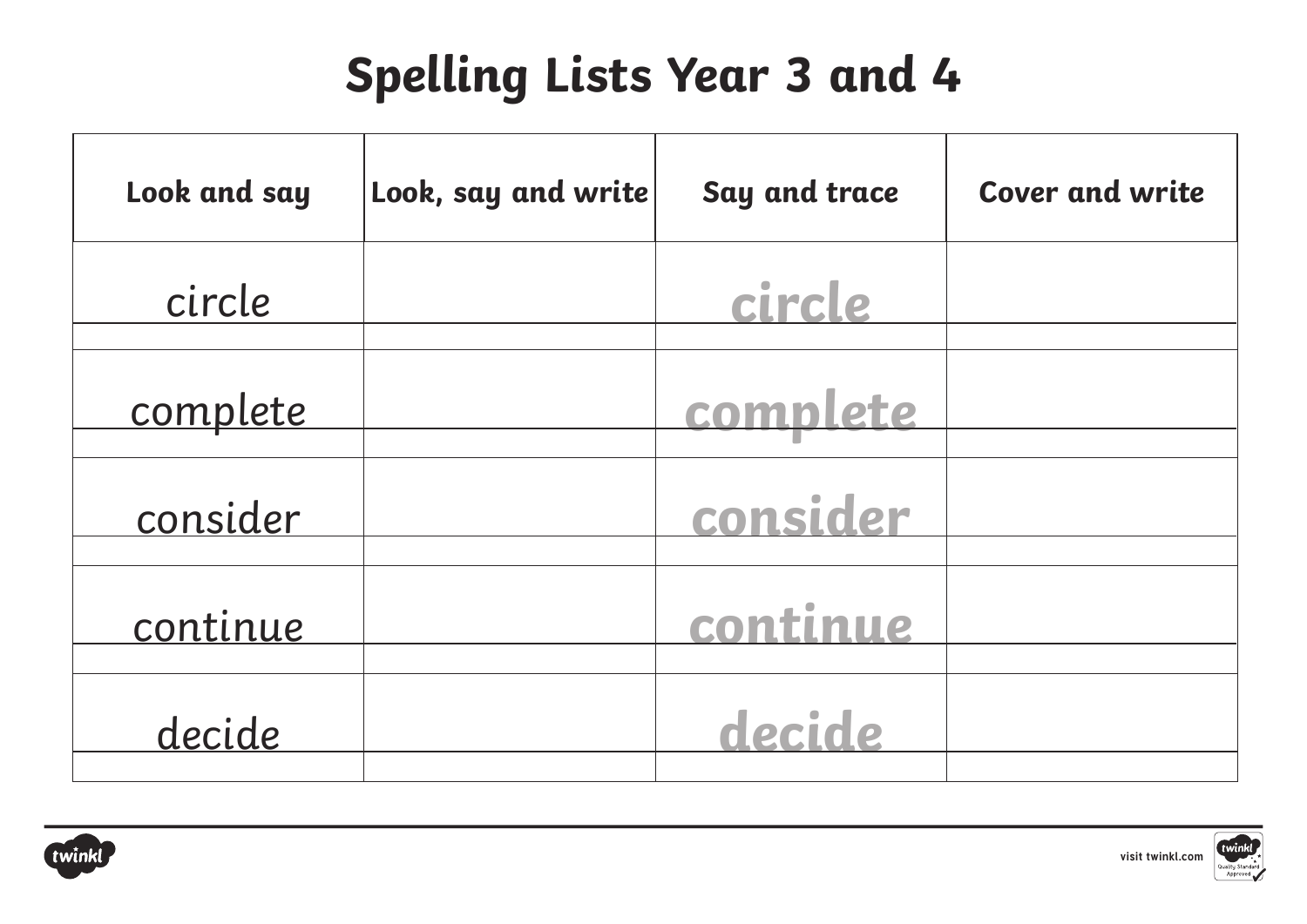# Spelling Lists Year 3 and 4

| Look and say | Look, say and write | Say and trace | Cover and write |
|---|---|---|---|
| circle | | circle | |
| complete | | complete | |
| consider | | consider | |
| continue | | continue | |
| decide | | decide | |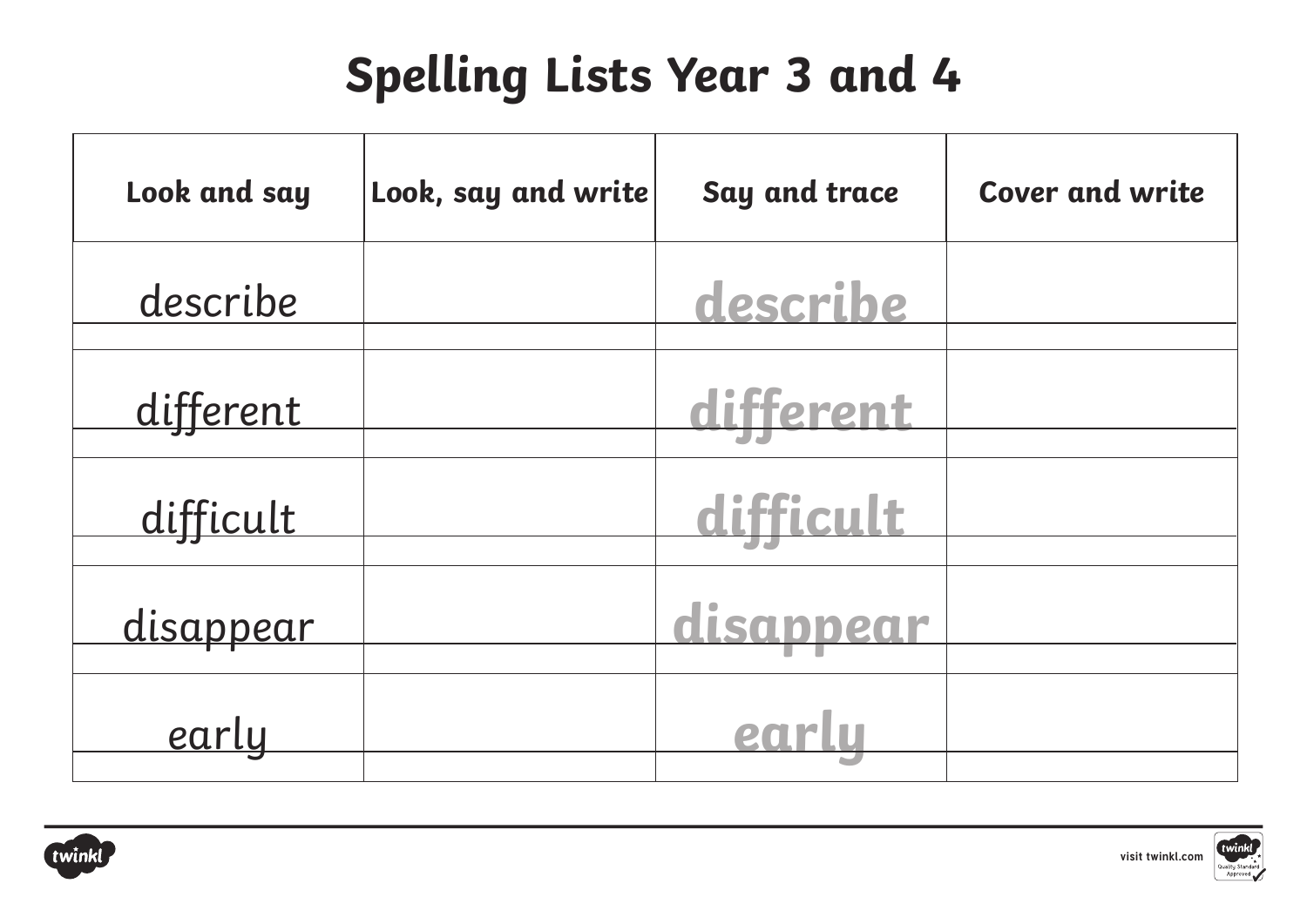# Spelling Lists Year 3 and 4

| Look and say | Look, say and write | Say and trace | Cover and write |
|---|---|---|---|
| describe | | describe | |
| different | | different | |
| difficult | | difficult | |
| disappear | | disappear | |
| early | | early | |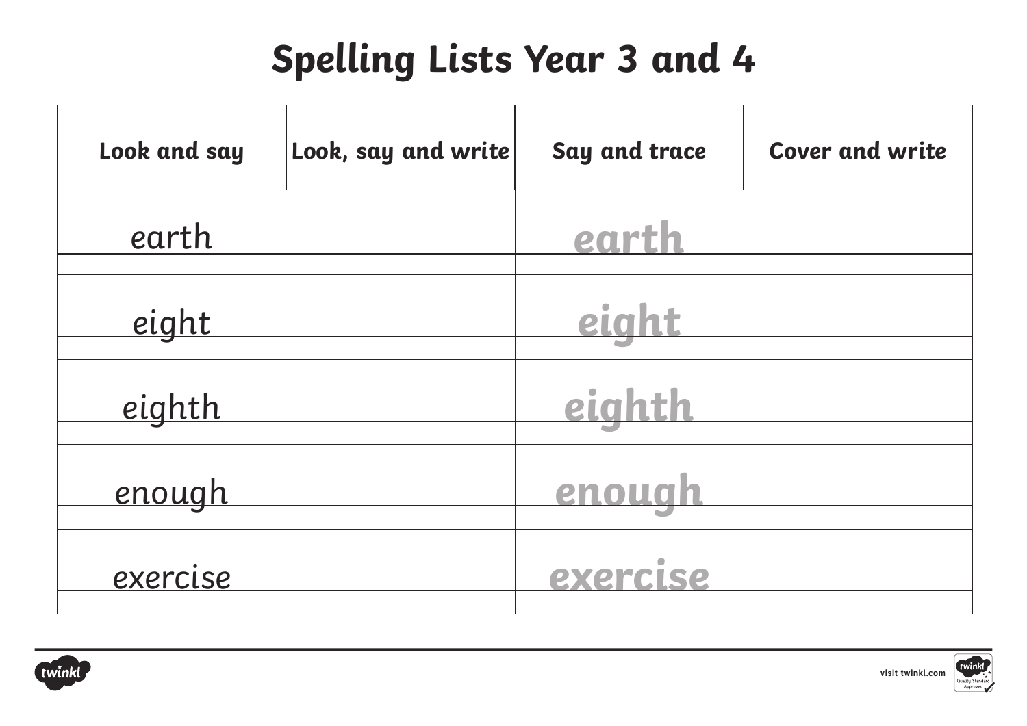# Spelling Lists Year 3 and 4

| Look and say | Look, say and write | Say and trace | Cover and write |
| --- | --- | --- | --- |
| earth | | earth | |
| eight | | eight | |
| eighth | | eighth | |
| enough | | enough | |
| exercise | | exercise | |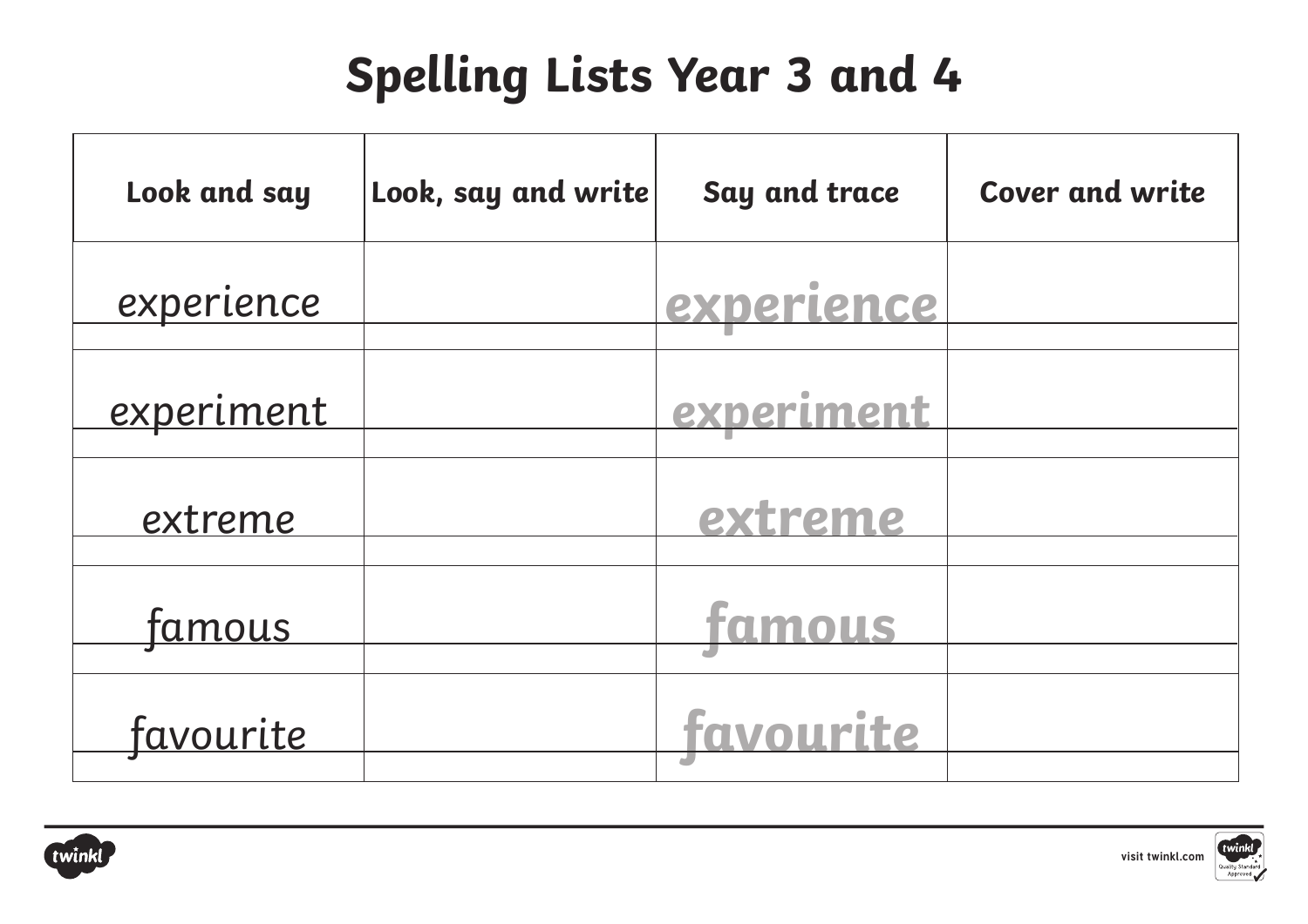# Spelling Lists Year 3 and 4

| Look and say | Look, say and write | Say and trace | Cover and write |
|---|---|---|---|
| experience | | experience | |
| experiment | | experiment | |
| extreme | | extreme | |
| famous | | famous | |
| favourite | | favourite | |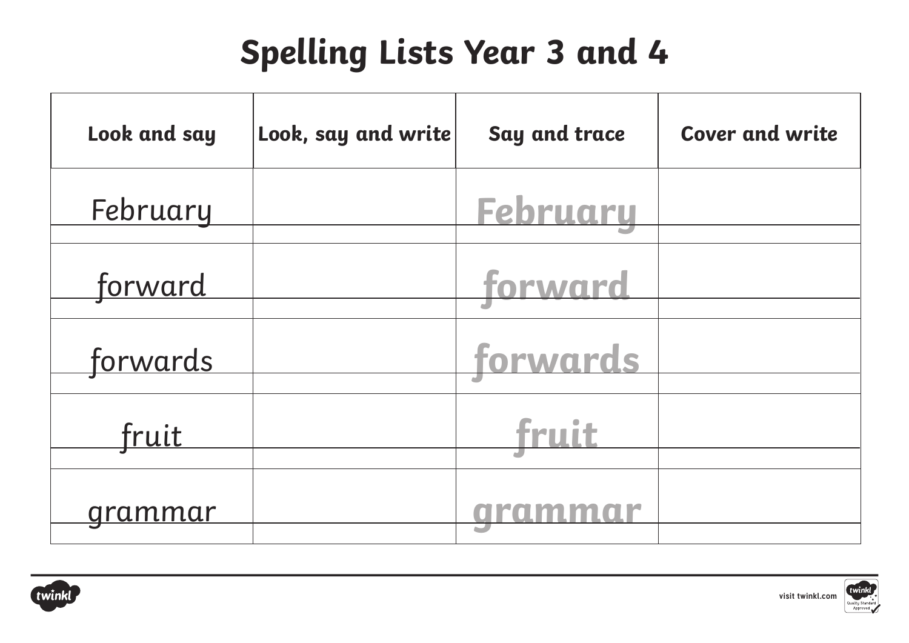# Spelling Lists Year 3 and 4

| Look and say | Look, say and write | Say and trace | Cover and write |
|---|---|---|---|
| February | | February | |
| forward | | forward | |
| forwards | | forwards | |
| fruit | | fruit | |
| grammar | | grammar | |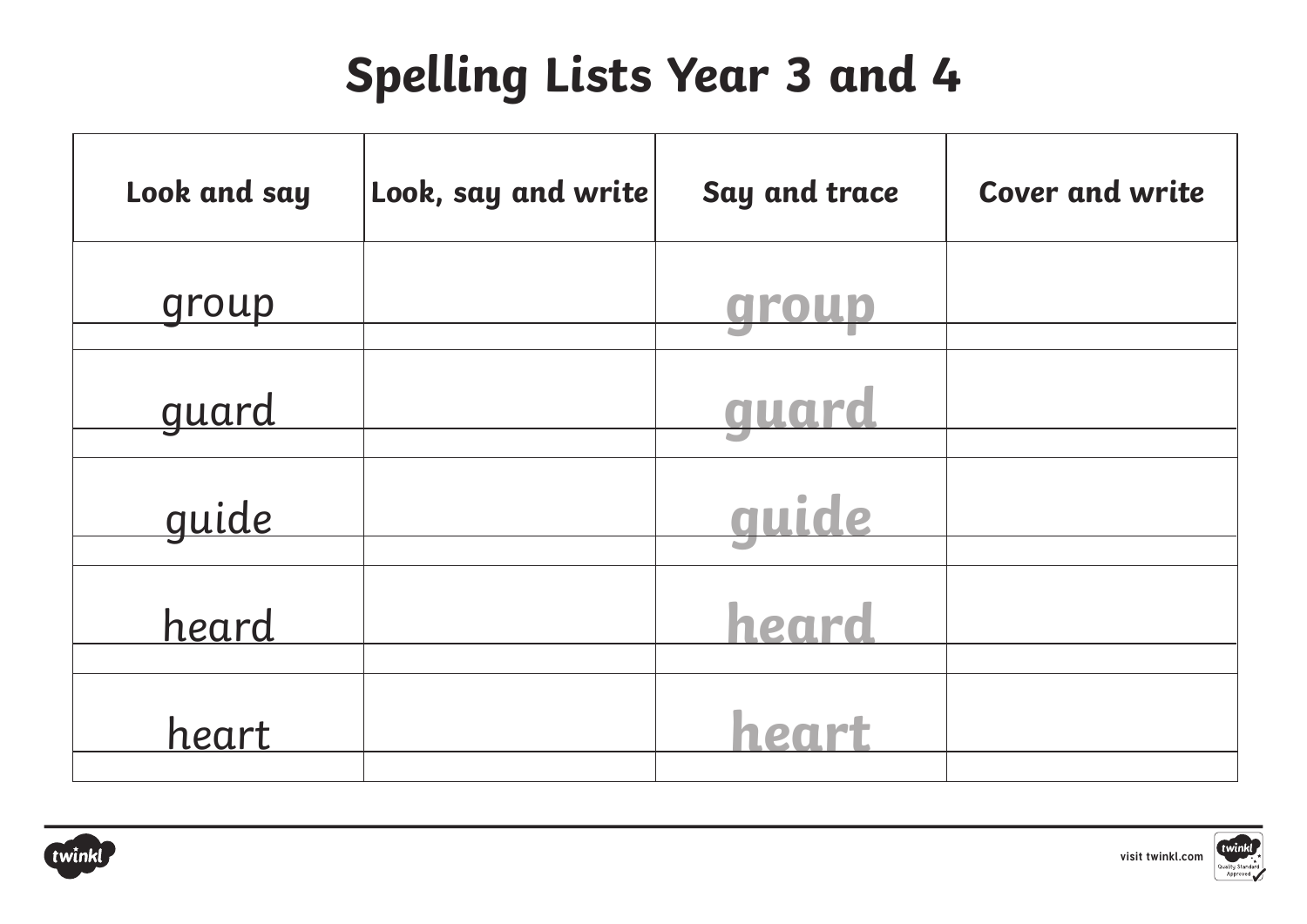# Spelling Lists Year 3 and 4

| Look and say | Look, say and write | Say and trace | Cover and write |
|---|---|---|---|
| group | | group | |
| guard | | guard | |
| guide | | guide | |
| heard | | heard | |
| heart | | heart | |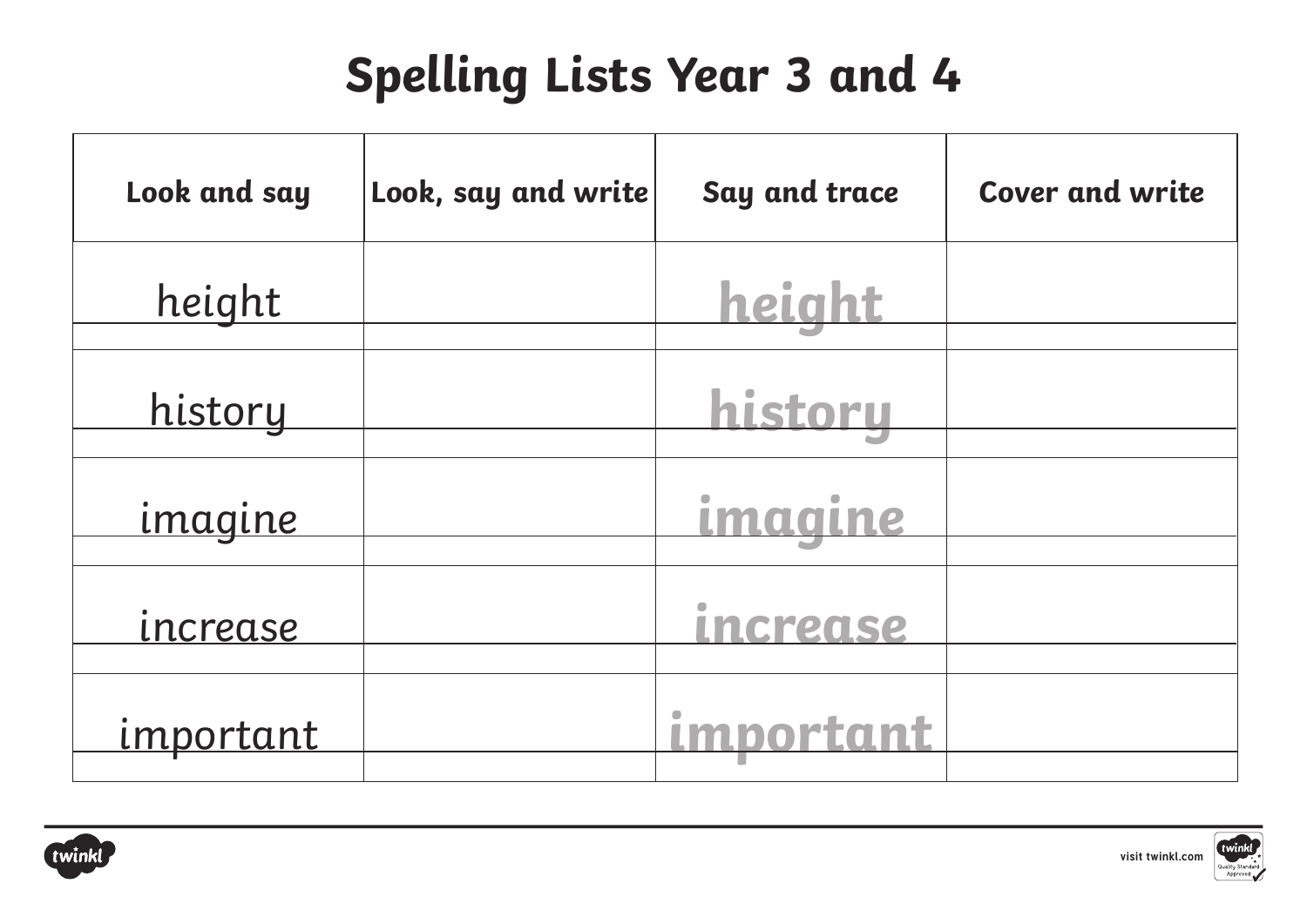# Spelling Lists Year 3 and 4

| Look and say | Look, say and write | Say and trace | Cover and write |
|---|---|---|---|
| height | | height | |
| history | | history | |
| imagine | | imagine | |
| increase | | increase | |
| important | | important | |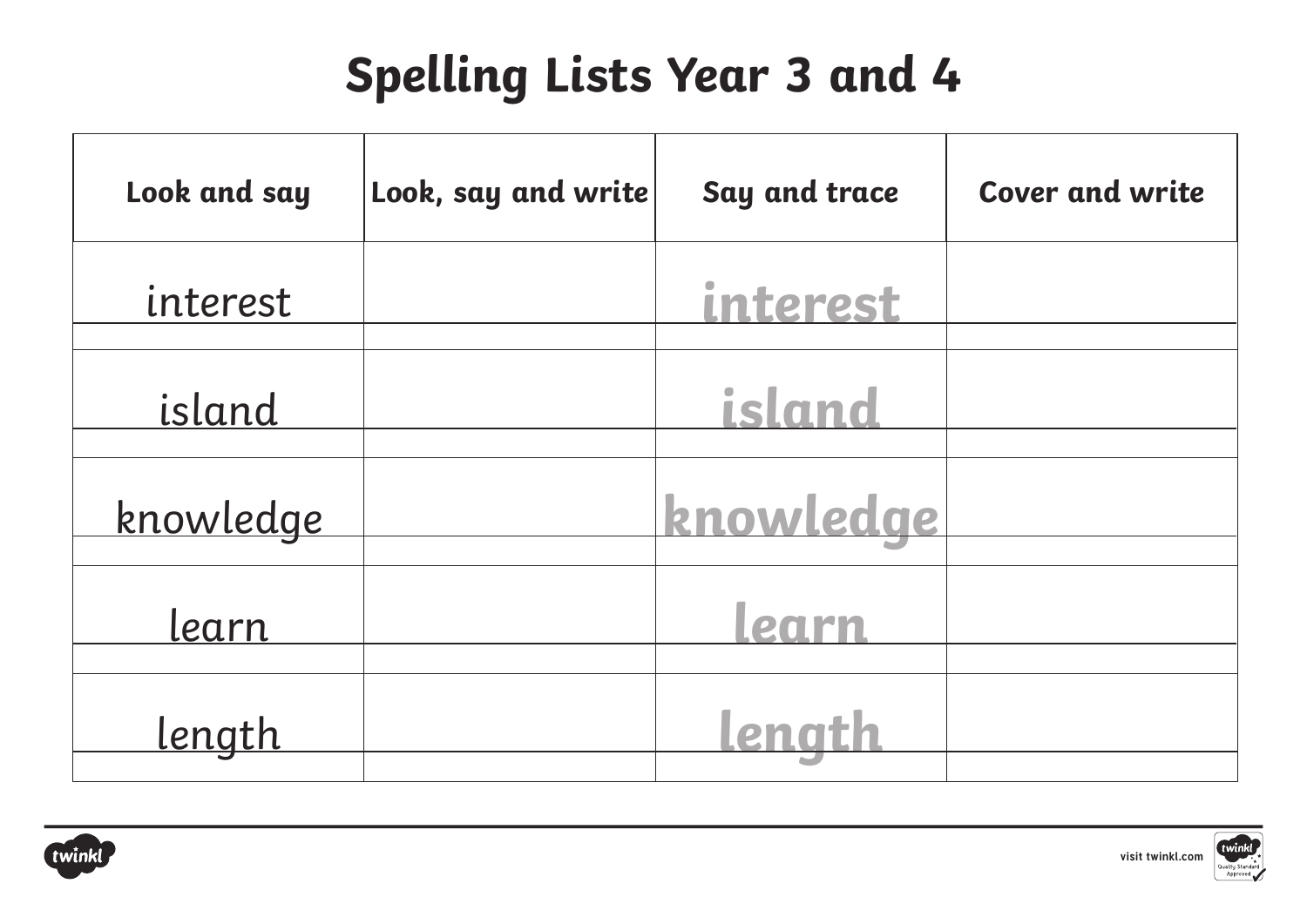# Spelling Lists Year 3 and 4

| Look and say | Look, say and write | Say and trace | Cover and write |
|---|---|---|---|
| interest | | interest | |
| island | | island | |
| knowledge | | knowledge | |
| learn | | learn | |
| length | | length | |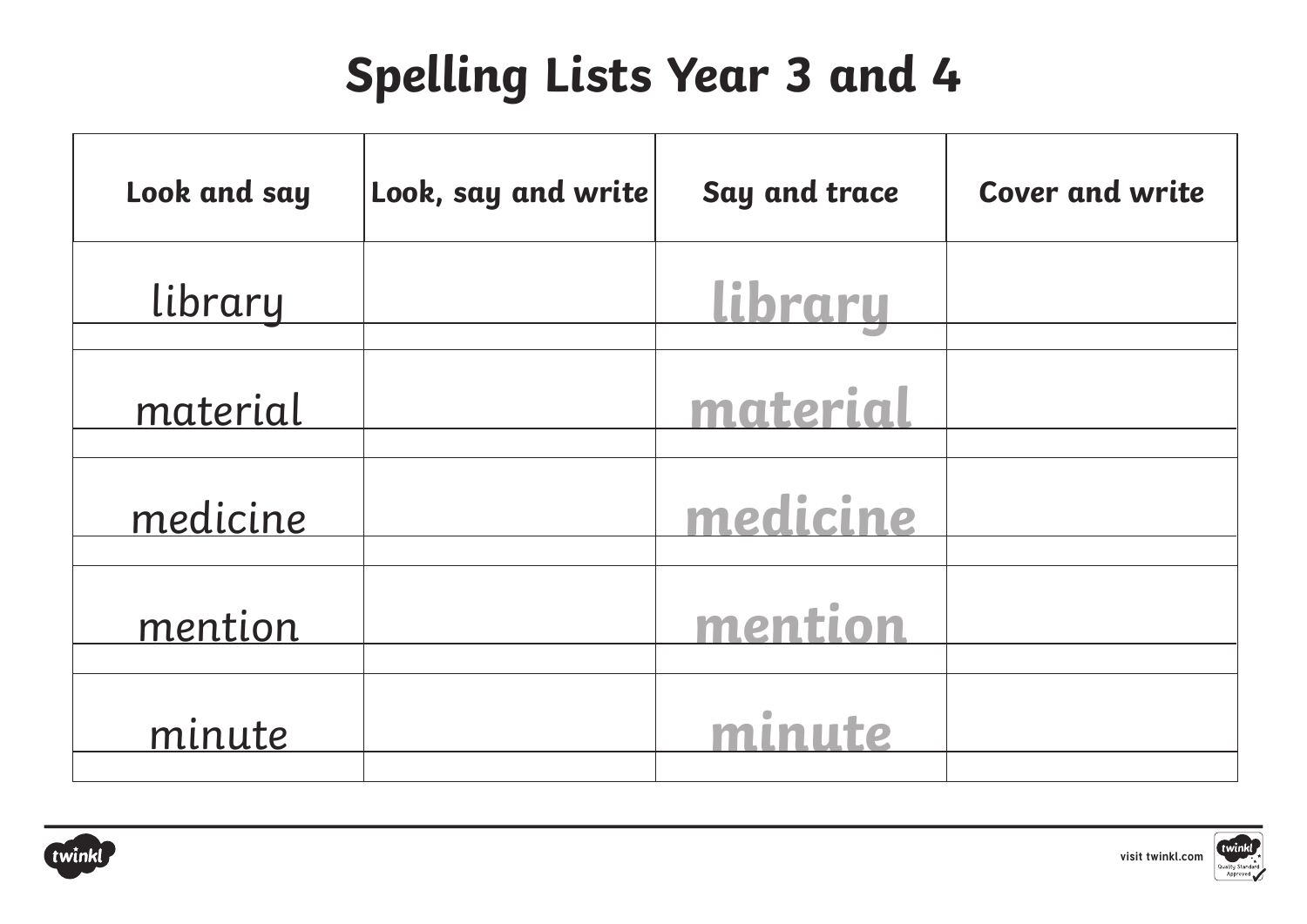# Spelling Lists Year 3 and 4

| Look and say | Look, say and write | Say and trace | Cover and write |
|---|---|---|---|
| library | | library | |
| material | | material | |
| medicine | | medicine | |
| mention | | mention | |
| minute | | minute | |

visit twinkl.com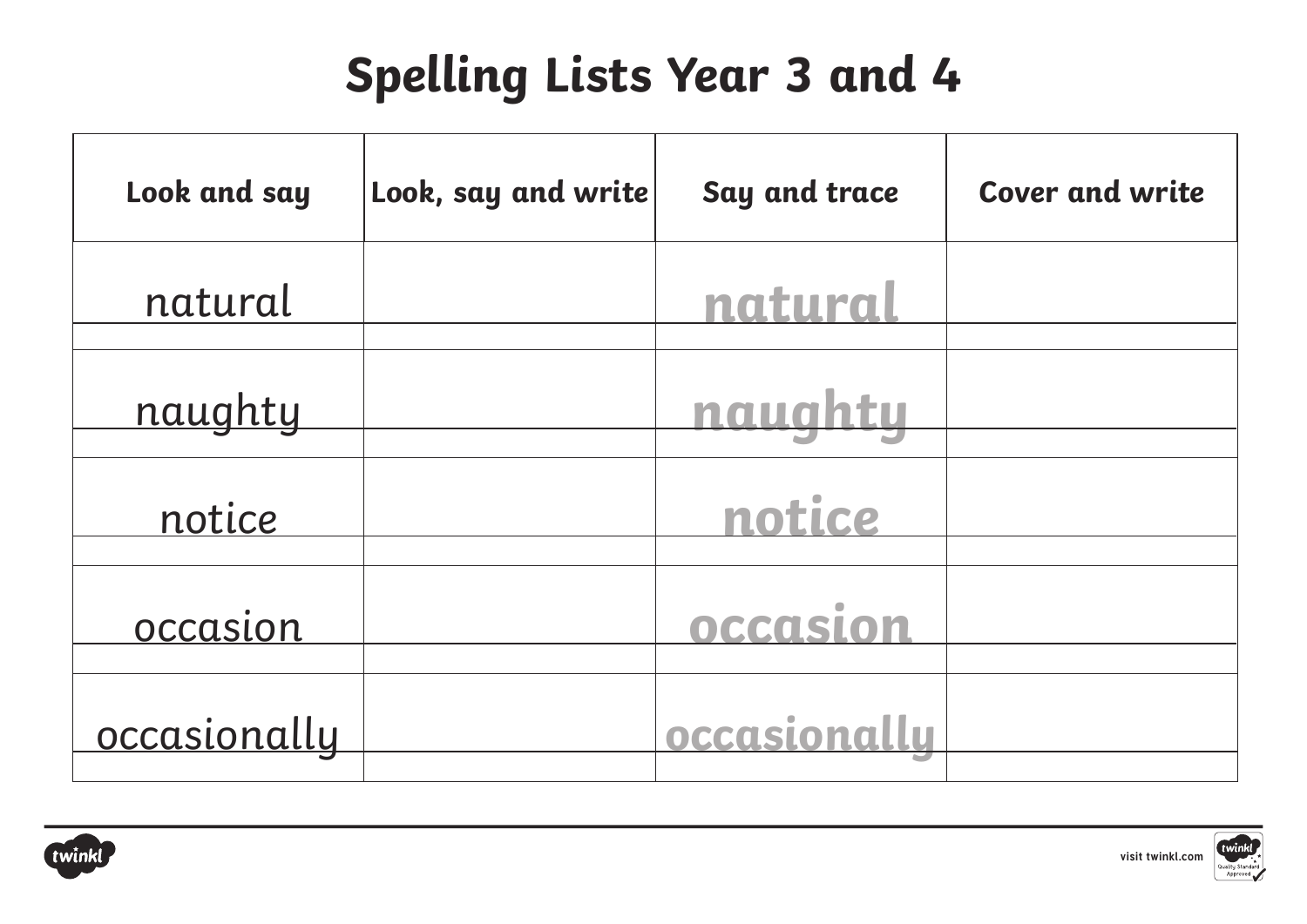# Spelling Lists Year 3 and 4

| Look and say | Look, say and write | Say and trace | Cover and write |
| --- | --- | --- | --- |
| natural | | natural | |
| naughty | | naughty | |
| notice | | notice | |
| occasion | | occasion | |
| occasionally | | occasionally | |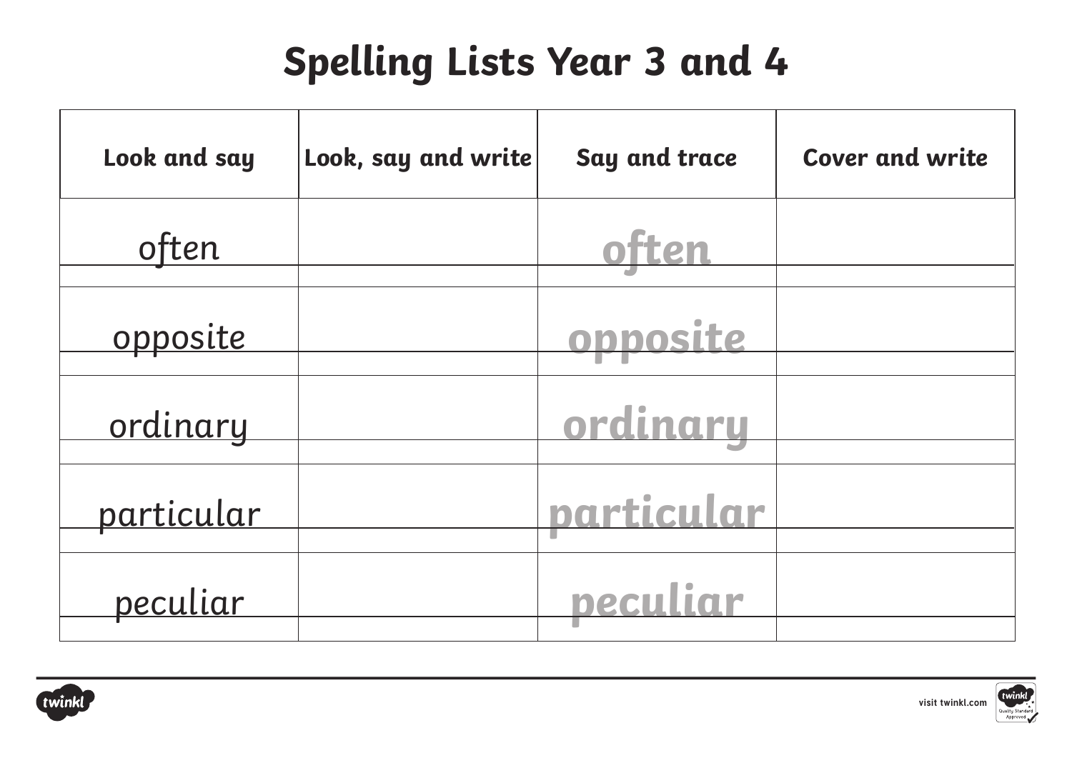# Spelling Lists Year 3 and 4

| Look and say | Look, say and write | Say and trace | Cover and write |
|---|---|---|---|
| often | | often | |
| opposite | | opposite | |
| ordinary | | ordinary | |
| particular | | particular | |
| peculiar | | peculiar | |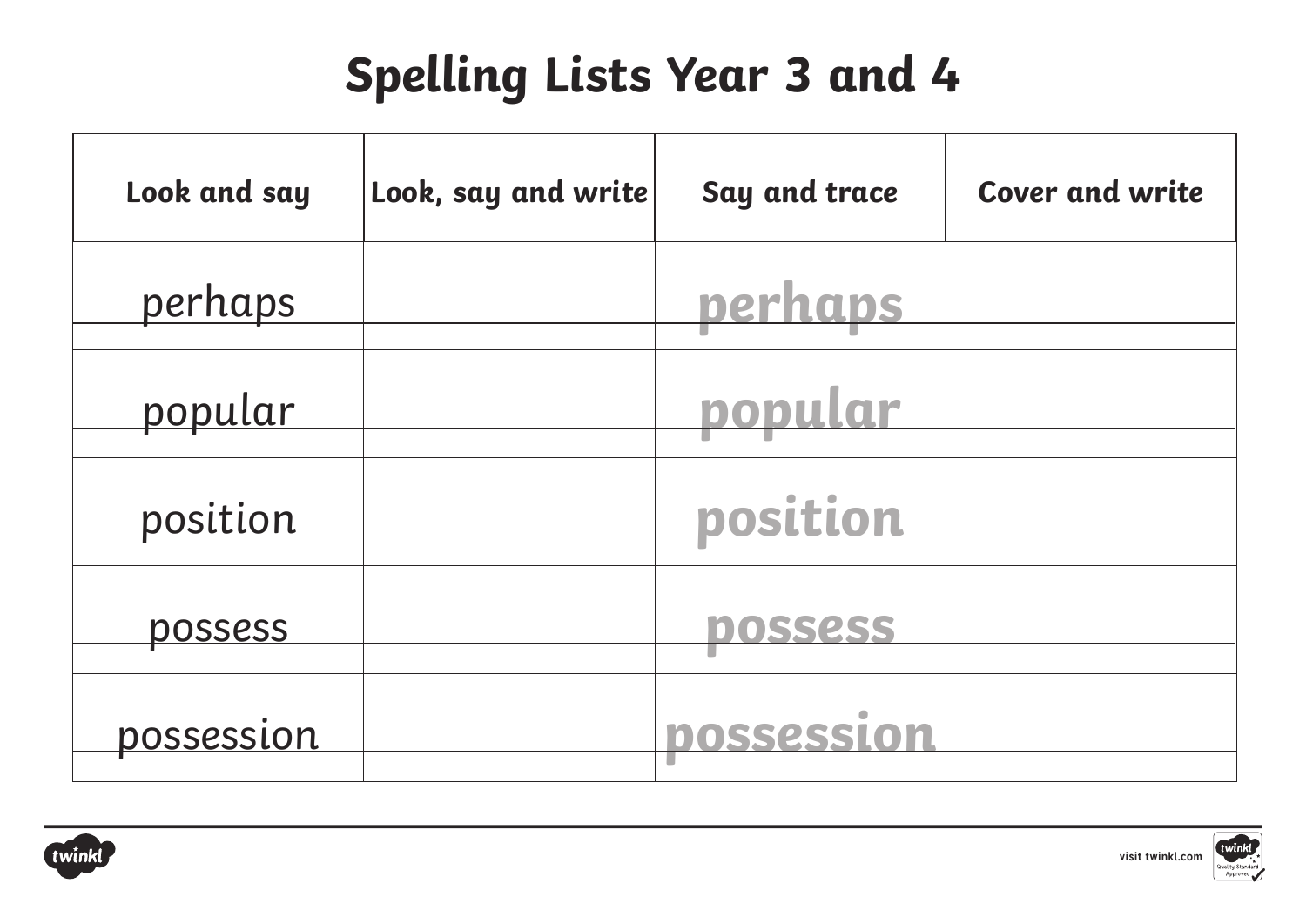# Spelling Lists Year 3 and 4

| Look and say | Look, say and write | Say and trace | Cover and write |
|---|---|---|---|
| perhaps | | perhaps | |
| popular | | popular | |
| position | | position | |
| possess | | possess | |
| possession | | possession | |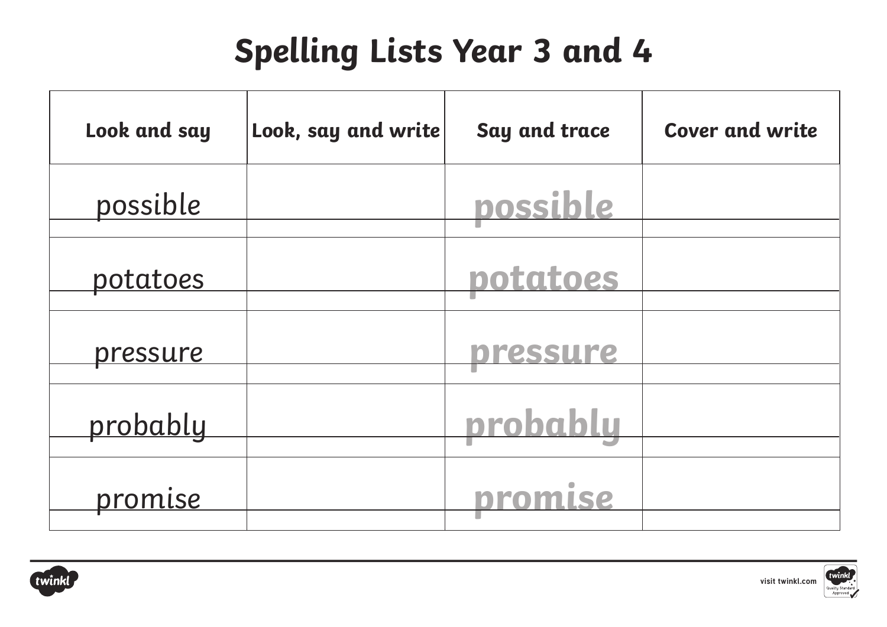# Spelling Lists Year 3 and 4

| Look and say | Look, say and write | Say and trace | Cover and write |
| --- | --- | --- | --- |
| possible | | possible | |
| potatoes | | potatoes | |
| pressure | | pressure | |
| probably | | probably | |
| promise | | promise | |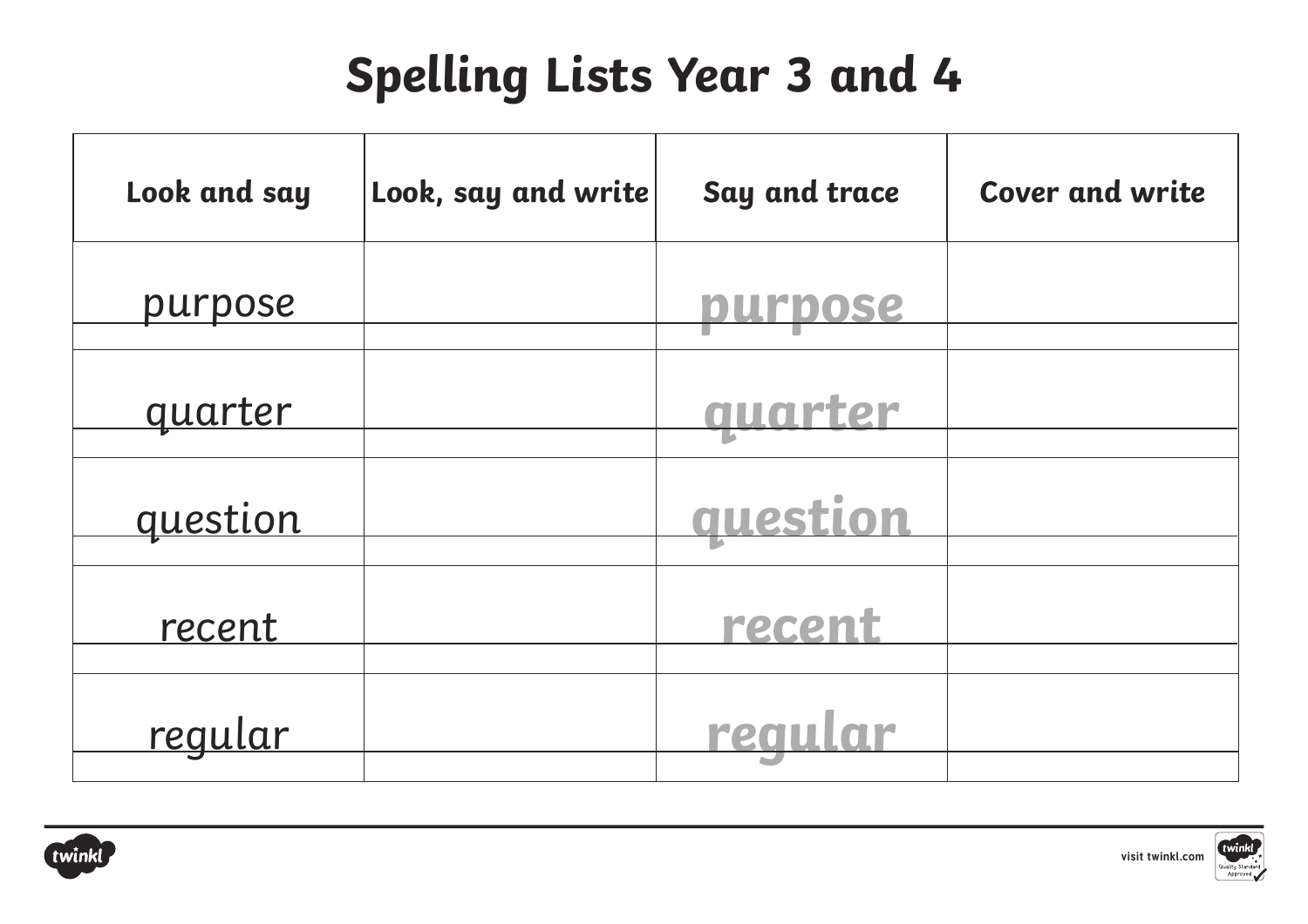# Spelling Lists Year 3 and 4

| Look and say | Look, say and write | Say and trace | Cover and write |
|---|---|---|---|
| purpose | | purpose | |
| quarter | | quarter | |
| question | | question | |
| recent | | recent | |
| regular | | regular | |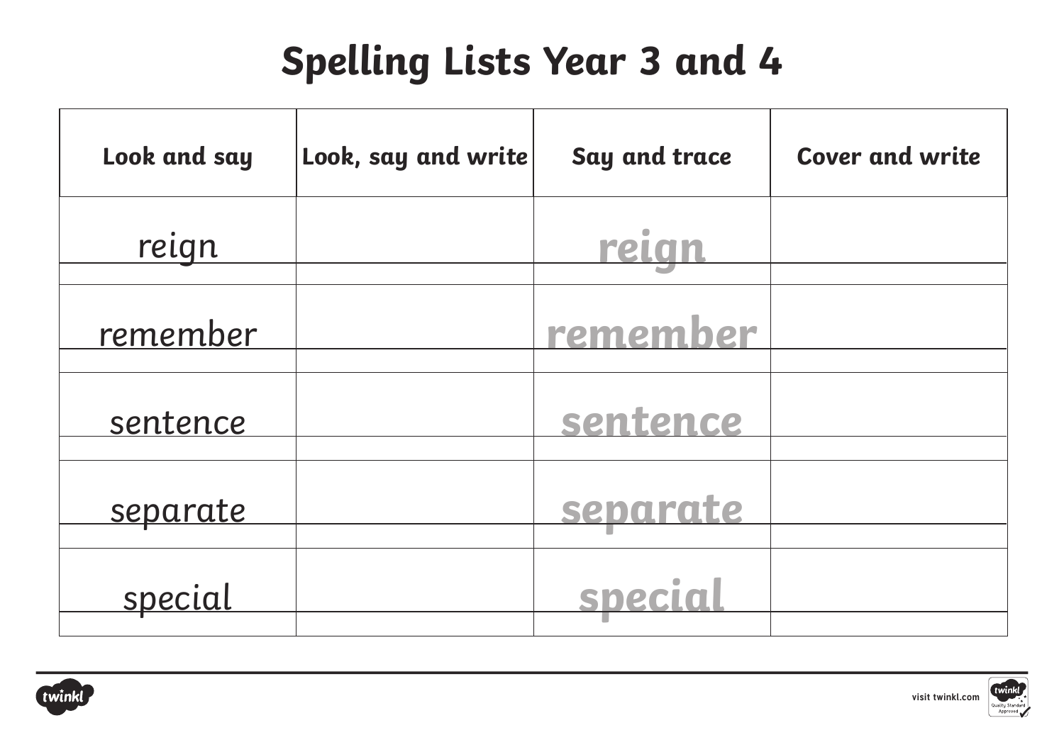# Spelling Lists Year 3 and 4

| Look and say | Look, say and write | Say and trace | Cover and write |
| --- | --- | --- | --- |
| reign | | reign | |
| remember | | remember | |
| sentence | | sentence | |
| separate | | separate | |
| special | | special | |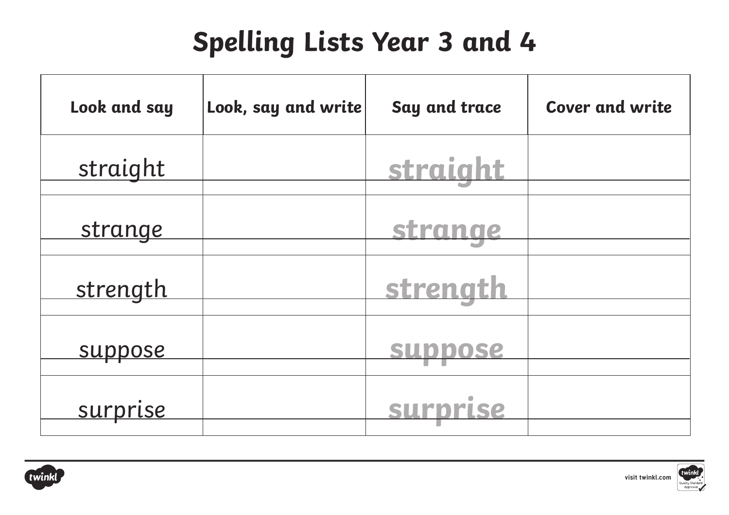# Spelling Lists Year 3 and 4

| Look and say | Look, say and write | Say and trace | Cover and write |
|---|---|---|---|
| straight | | straight | |
| strange | | strange | |
| strength | | strength | |
| suppose | | suppose | |
| surprise | | surprise | |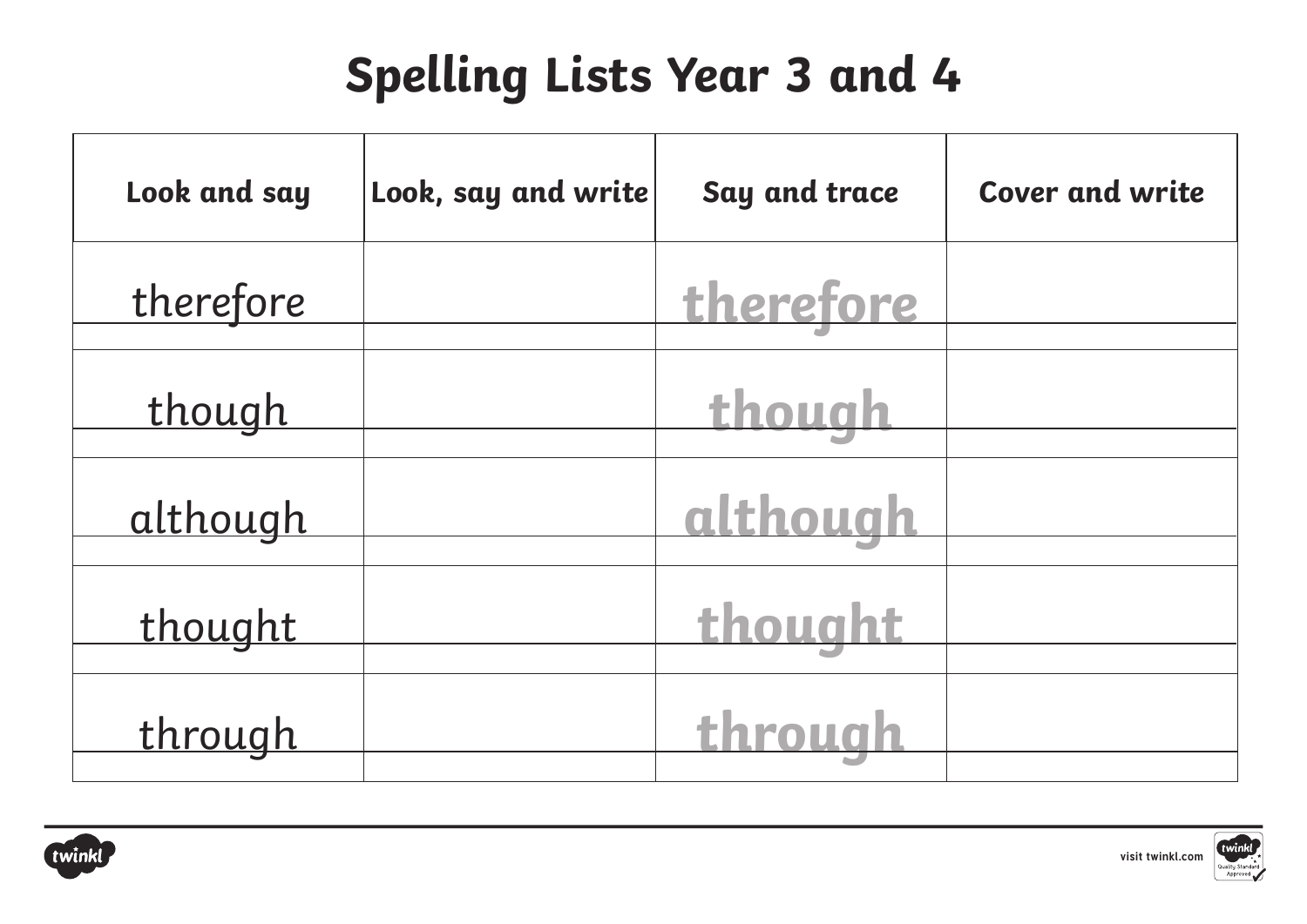# Spelling Lists Year 3 and 4

| Look and say | Look, say and write | Say and trace | Cover and write |
|---|---|---|---|
| therefore | | therefore | |
| though | | though | |
| although | | although | |
| thought | | thought | |
| through | | through | |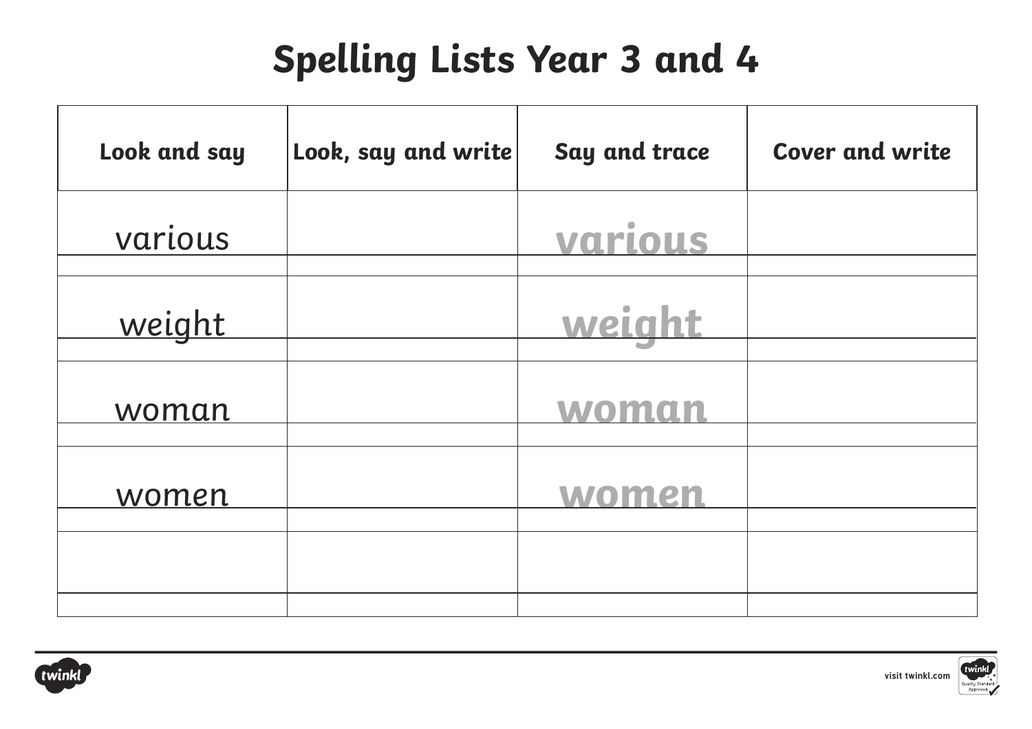# Spelling Lists Year 3 and 4

| Look and say | Look, say and write | Say and trace | Cover and write |
|---|---|---|---|
| various | | various | |
| weight | | weight | |
| woman | | woman | |
| women | | women | |
| | | | |